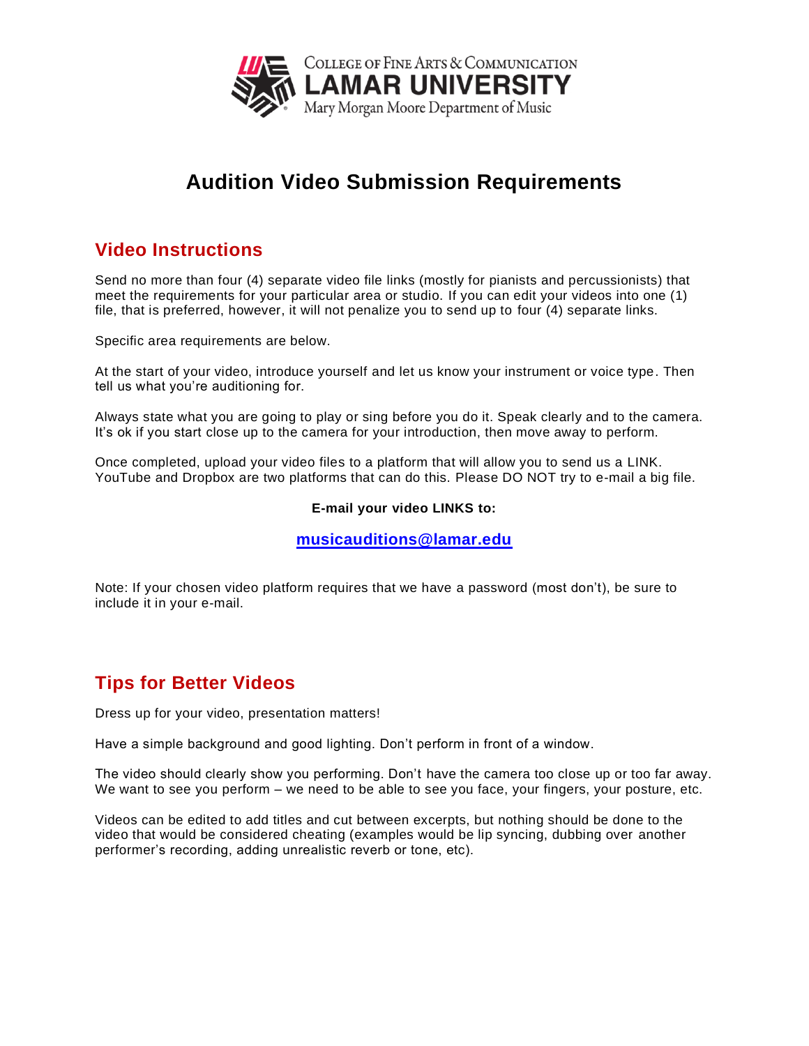College of Fine Arts & Communication
LAMAR UNIVERSITY
Mary Morgan Moore Department of Music

# Audition Video Submission Requirements

## Video Instructions

Send no more than four (4) separate video file links (mostly for pianists and percussionists) that meet the requirements for your particular area or studio. If you can edit your videos into one (1) file, that is preferred, however, it will not penalize you to send up to four (4) separate links.

Specific area requirements are below.

At the start of your video, introduce yourself and let us know your instrument or voice type. Then tell us what you're auditioning for.

Always state what you are going to play or sing before you do it. Speak clearly and to the camera. It's ok if you start close up to the camera for your introduction, then move away to perform.

Once completed, upload your video files to a platform that will allow you to send us a LINK. YouTube and Dropbox are two platforms that can do this. Please DO NOT try to e-mail a big file.

**E-mail your video LINKS to:**

**musicauditions@lamar.edu**

Note: If your chosen video platform requires that we have a password (most don't), be sure to include it in your e-mail.

## Tips for Better Videos

Dress up for your video, presentation matters!

Have a simple background and good lighting. Don't perform in front of a window.

The video should clearly show you performing. Don't have the camera too close up or too far away. We want to see you perform – we need to be able to see you face, your fingers, your posture, etc.

Videos can be edited to add titles and cut between excerpts, but nothing should be done to the video that would be considered cheating (examples would be lip syncing, dubbing over another performer's recording, adding unrealistic reverb or tone, etc).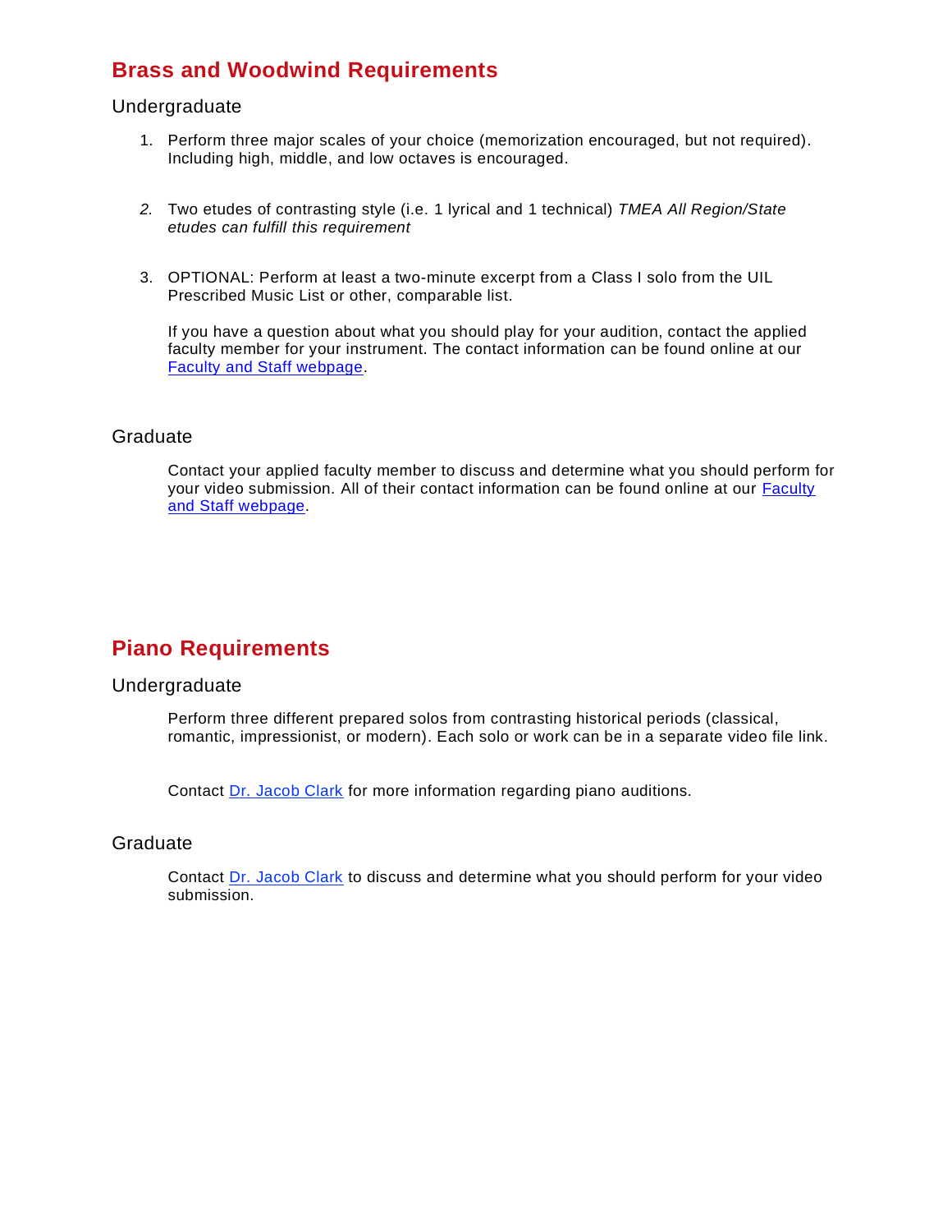## Brass and Woodwind Requirements

### Undergraduate

1. Perform three major scales of your choice (memorization encouraged, but not required). Including high, middle, and low octaves is encouraged.

2. Two etudes of contrasting style (i.e. 1 lyrical and 1 technical) *TMEA All Region/State etudes can fulfill this requirement*

3. OPTIONAL: Perform at least a two-minute excerpt from a Class I solo from the UIL Prescribed Music List or other, comparable list.

   If you have a question about what you should play for your audition, contact the applied faculty member for your instrument. The contact information can be found online at our Faculty and Staff webpage.

### Graduate

Contact your applied faculty member to discuss and determine what you should perform for your video submission. All of their contact information can be found online at our Faculty and Staff webpage.

## Piano Requirements

### Undergraduate

Perform three different prepared solos from contrasting historical periods (classical, romantic, impressionist, or modern). Each solo or work can be in a separate video file link.

Contact Dr. Jacob Clark for more information regarding piano auditions.

### Graduate

Contact Dr. Jacob Clark to discuss and determine what you should perform for your video submission.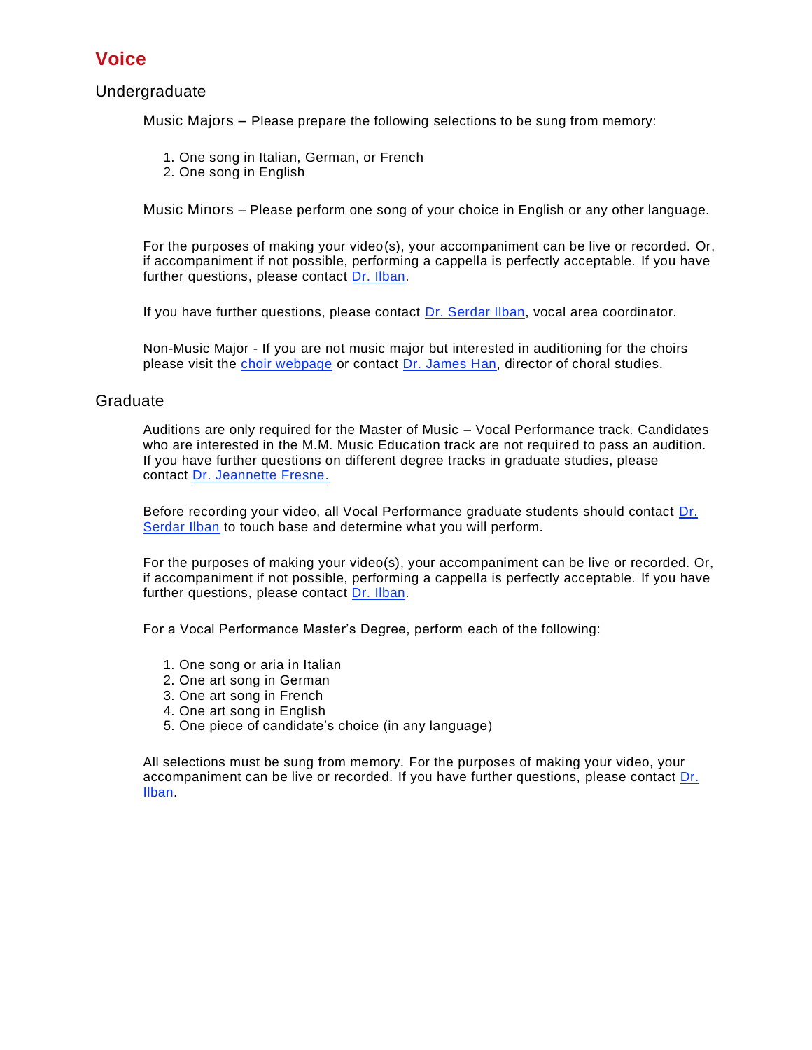# Voice

## Undergraduate

Music Majors – Please prepare the following selections to be sung from memory:

1. One song in Italian, German, or French
2. One song in English

Music Minors – Please perform one song of your choice in English or any other language.

For the purposes of making your video(s), your accompaniment can be live or recorded. Or, if accompaniment if not possible, performing a cappella is perfectly acceptable. If you have further questions, please contact Dr. Ilban.

If you have further questions, please contact Dr. Serdar Ilban, vocal area coordinator.

Non-Music Major - If you are not music major but interested in auditioning for the choirs please visit the choir webpage or contact Dr. James Han, director of choral studies.

## Graduate

Auditions are only required for the Master of Music – Vocal Performance track. Candidates who are interested in the M.M. Music Education track are not required to pass an audition. If you have further questions on different degree tracks in graduate studies, please contact Dr. Jeannette Fresne.

Before recording your video, all Vocal Performance graduate students should contact Dr. Serdar Ilban to touch base and determine what you will perform.

For the purposes of making your video(s), your accompaniment can be live or recorded. Or, if accompaniment if not possible, performing a cappella is perfectly acceptable. If you have further questions, please contact Dr. Ilban.

For a Vocal Performance Master's Degree, perform each of the following:

1. One song or aria in Italian
2. One art song in German
3. One art song in French
4. One art song in English
5. One piece of candidate's choice (in any language)

All selections must be sung from memory. For the purposes of making your video, your accompaniment can be live or recorded. If you have further questions, please contact Dr. Ilban.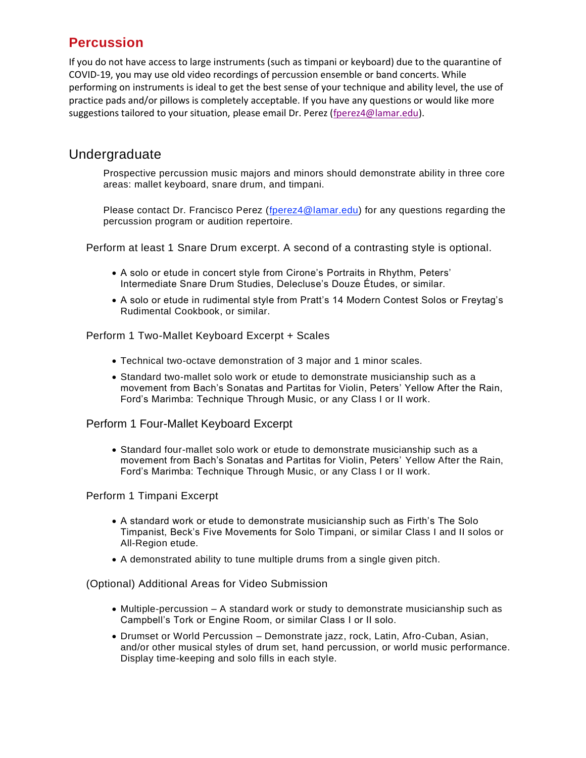# Percussion

If you do not have access to large instruments (such as timpani or keyboard) due to the quarantine of COVID-19, you may use old video recordings of percussion ensemble or band concerts. While performing on instruments is ideal to get the best sense of your technique and ability level, the use of practice pads and/or pillows is completely acceptable. If you have any questions or would like more suggestions tailored to your situation, please email Dr. Perez (fperez4@lamar.edu).

## Undergraduate

Prospective percussion music majors and minors should demonstrate ability in three core areas: mallet keyboard, snare drum, and timpani.

Please contact Dr. Francisco Perez (fperez4@lamar.edu) for any questions regarding the percussion program or audition repertoire.

### Perform at least 1 Snare Drum excerpt. A second of a contrasting style is optional.

- A solo or etude in concert style from Cirone's Portraits in Rhythm, Peters' Intermediate Snare Drum Studies, Delecluse's Douze Études, or similar.
- A solo or etude in rudimental style from Pratt's 14 Modern Contest Solos or Freytag's Rudimental Cookbook, or similar.

### Perform 1 Two-Mallet Keyboard Excerpt + Scales

- Technical two-octave demonstration of 3 major and 1 minor scales.
- Standard two-mallet solo work or etude to demonstrate musicianship such as a movement from Bach's Sonatas and Partitas for Violin, Peters' Yellow After the Rain, Ford's Marimba: Technique Through Music, or any Class I or II work.

### Perform 1 Four-Mallet Keyboard Excerpt

- Standard four-mallet solo work or etude to demonstrate musicianship such as a movement from Bach's Sonatas and Partitas for Violin, Peters' Yellow After the Rain, Ford's Marimba: Technique Through Music, or any Class I or II work.

### Perform 1 Timpani Excerpt

- A standard work or etude to demonstrate musicianship such as Firth's The Solo Timpanist, Beck's Five Movements for Solo Timpani, or similar Class I and II solos or All-Region etude.
- A demonstrated ability to tune multiple drums from a single given pitch.

### (Optional) Additional Areas for Video Submission

- Multiple-percussion – A standard work or study to demonstrate musicianship such as Campbell's Tork or Engine Room, or similar Class I or II solo.
- Drumset or World Percussion – Demonstrate jazz, rock, Latin, Afro-Cuban, Asian, and/or other musical styles of drum set, hand percussion, or world music performance. Display time-keeping and solo fills in each style.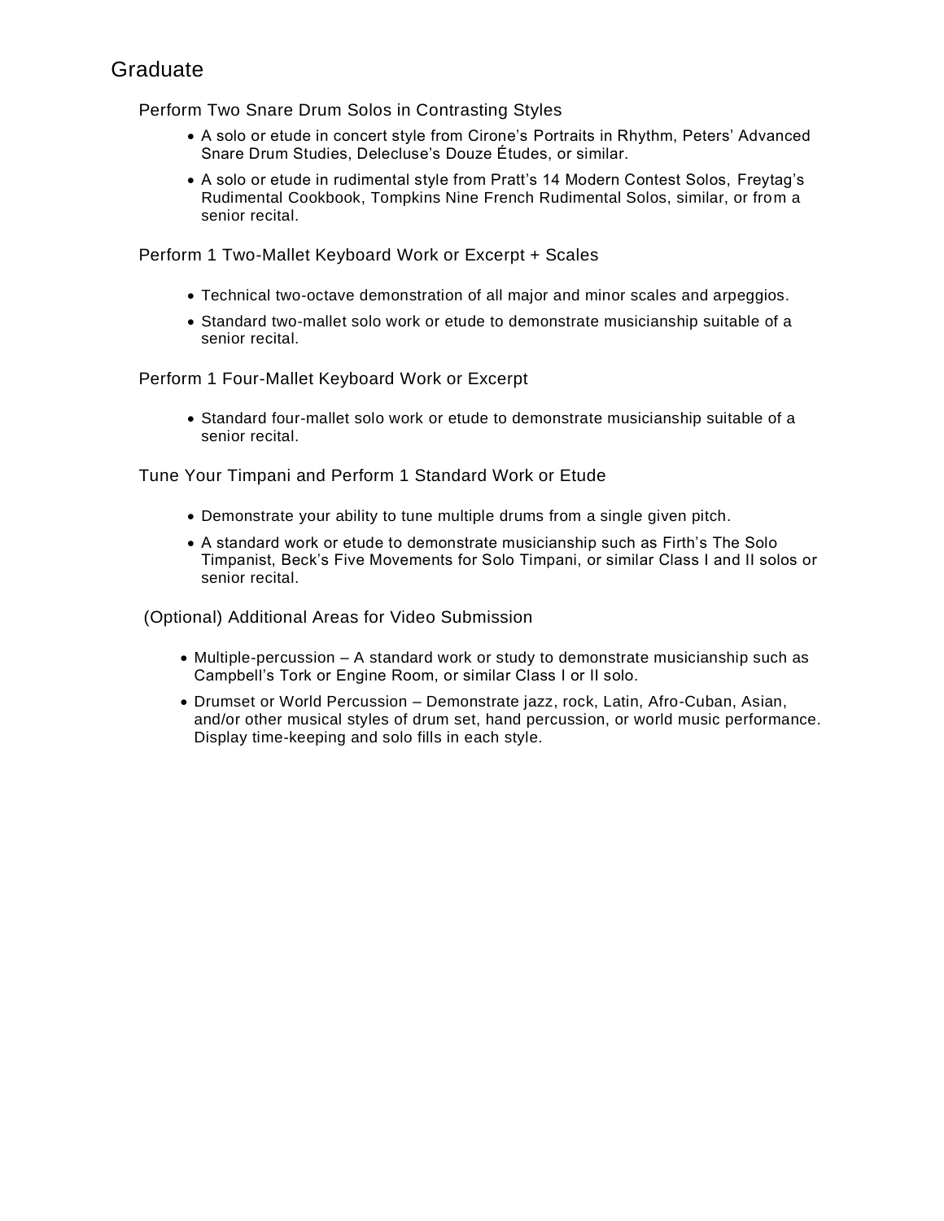# Graduate

## Perform Two Snare Drum Solos in Contrasting Styles

- A solo or etude in concert style from Cirone's Portraits in Rhythm, Peters' Advanced Snare Drum Studies, Delecluse's Douze Études, or similar.
- A solo or etude in rudimental style from Pratt's 14 Modern Contest Solos, Freytag's Rudimental Cookbook, Tompkins Nine French Rudimental Solos, similar, or from a senior recital.

## Perform 1 Two-Mallet Keyboard Work or Excerpt + Scales

- Technical two-octave demonstration of all major and minor scales and arpeggios.
- Standard two-mallet solo work or etude to demonstrate musicianship suitable of a senior recital.

## Perform 1 Four-Mallet Keyboard Work or Excerpt

- Standard four-mallet solo work or etude to demonstrate musicianship suitable of a senior recital.

## Tune Your Timpani and Perform 1 Standard Work or Etude

- Demonstrate your ability to tune multiple drums from a single given pitch.
- A standard work or etude to demonstrate musicianship such as Firth's The Solo Timpanist, Beck's Five Movements for Solo Timpani, or similar Class I and II solos or senior recital.

## (Optional) Additional Areas for Video Submission

- Multiple-percussion – A standard work or study to demonstrate musicianship such as Campbell's Tork or Engine Room, or similar Class I or II solo.
- Drumset or World Percussion – Demonstrate jazz, rock, Latin, Afro-Cuban, Asian, and/or other musical styles of drum set, hand percussion, or world music performance. Display time-keeping and solo fills in each style.